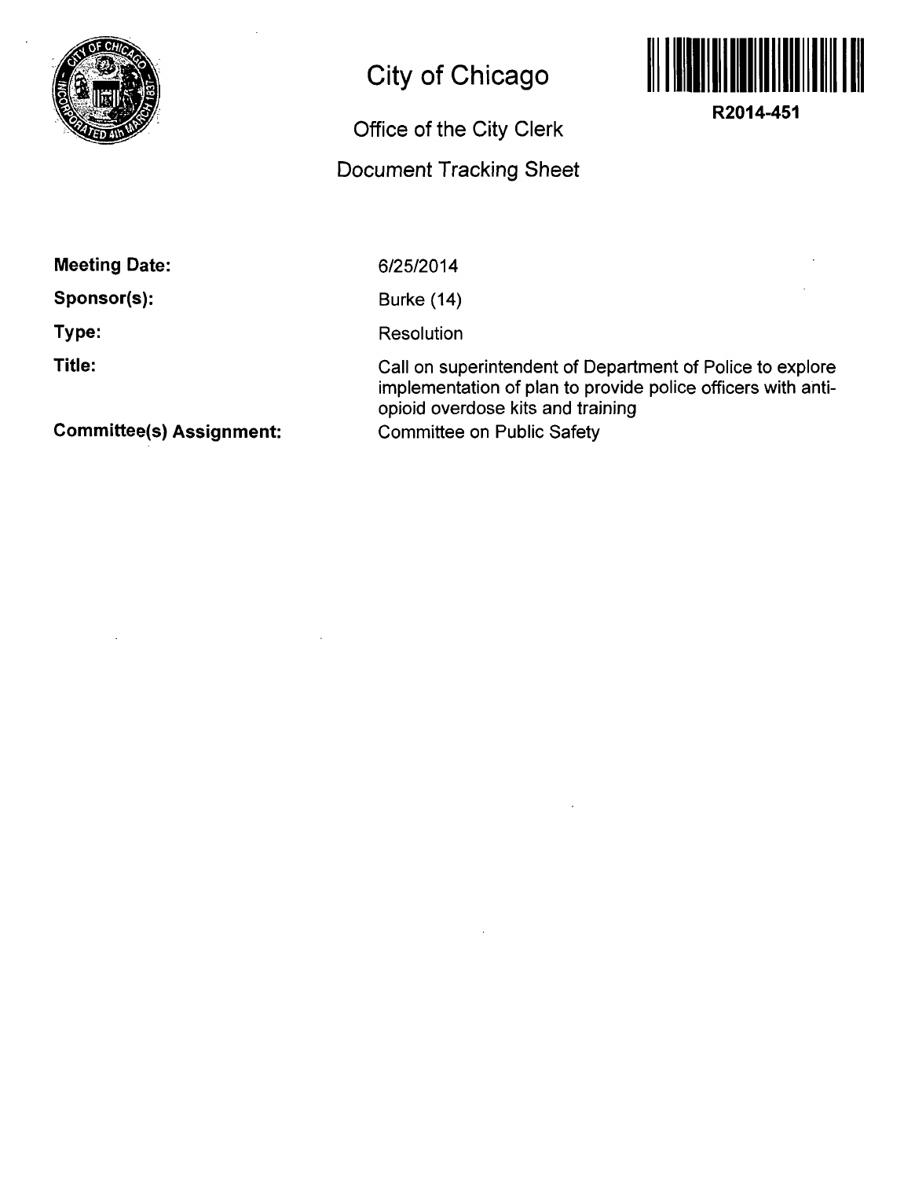# City of Chicago

## Office of the City Clerk

## Document Tracking Sheet

**R2014-451**

**Meeting Date:** 6/25/2014

**Sponsor(s):** Burke (14)

**Type:** Resolution

**Title:** Call on superintendent of Department of Police to explore implementation of plan to provide police officers with anti-opioid overdose kits and training

**Committee(s) Assignment:** Committee on Public Safety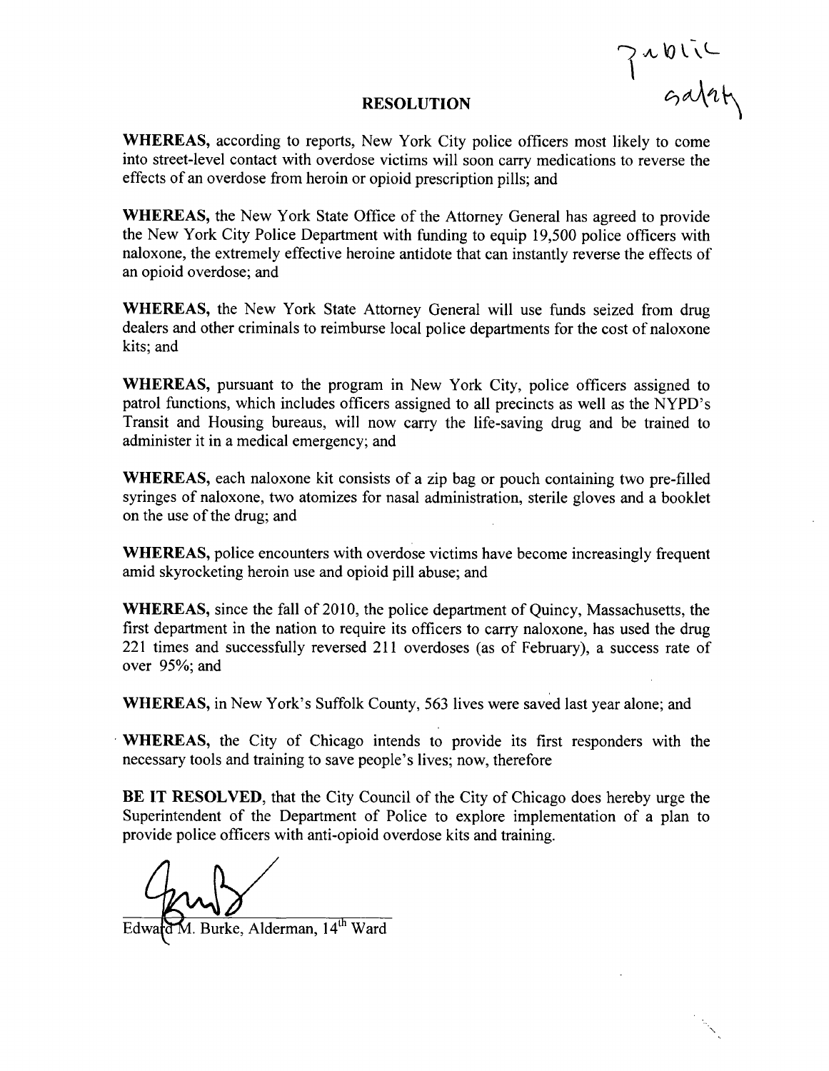Public safety

# RESOLUTION

**WHEREAS,** according to reports, New York City police officers most likely to come into street-level contact with overdose victims will soon carry medications to reverse the effects of an overdose from heroin or opioid prescription pills; and

**WHEREAS,** the New York State Office of the Attorney General has agreed to provide the New York City Police Department with funding to equip 19,500 police officers with naloxone, the extremely effective heroine antidote that can instantly reverse the effects of an opioid overdose; and

**WHEREAS,** the New York State Attorney General will use funds seized from drug dealers and other criminals to reimburse local police departments for the cost of naloxone kits; and

**WHEREAS,** pursuant to the program in New York City, police officers assigned to patrol functions, which includes officers assigned to all precincts as well as the NYPD's Transit and Housing bureaus, will now carry the life-saving drug and be trained to administer it in a medical emergency; and

**WHEREAS,** each naloxone kit consists of a zip bag or pouch containing two pre-filled syringes of naloxone, two atomizes for nasal administration, sterile gloves and a booklet on the use of the drug; and

**WHEREAS,** police encounters with overdose victims have become increasingly frequent amid skyrocketing heroin use and opioid pill abuse; and

**WHEREAS,** since the fall of 2010, the police department of Quincy, Massachusetts, the first department in the nation to require its officers to carry naloxone, has used the drug 221 times and successfully reversed 211 overdoses (as of February), a success rate of over 95%; and

**WHEREAS,** in New York's Suffolk County, 563 lives were saved last year alone; and

**WHEREAS,** the City of Chicago intends to provide its first responders with the necessary tools and training to save people's lives; now, therefore

**BE IT RESOLVED,** that the City Council of the City of Chicago does hereby urge the Superintendent of the Department of Police to explore implementation of a plan to provide police officers with anti-opioid overdose kits and training.

Edward M. Burke, Alderman, 14th Ward